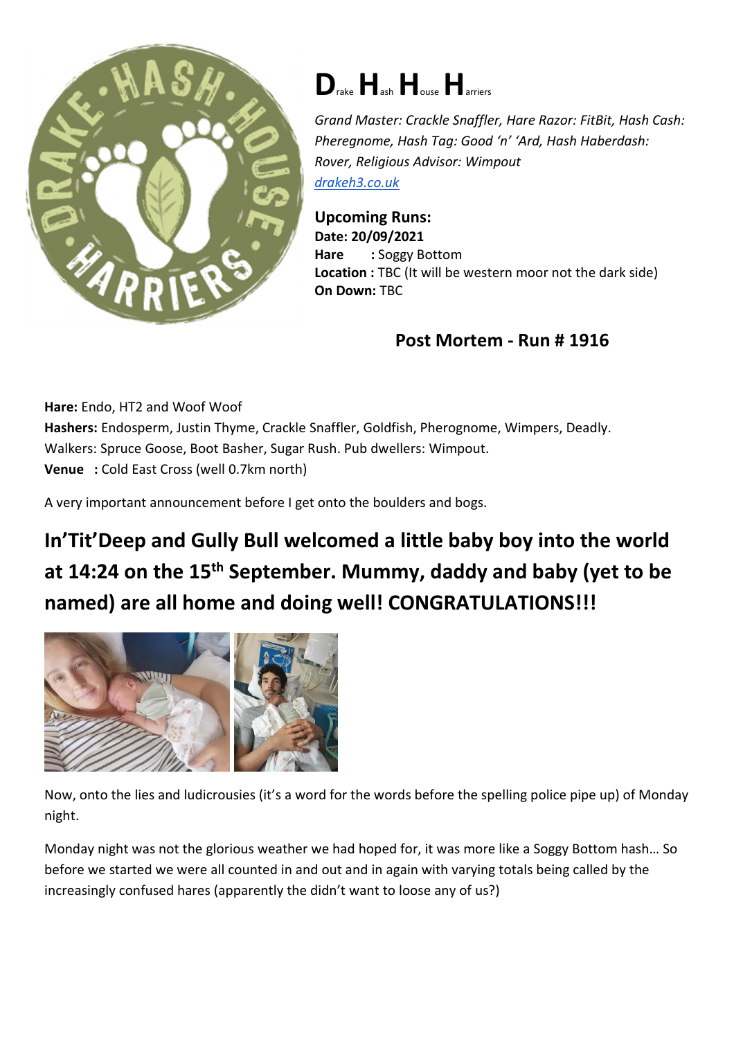# D<small>rake</small> H<small>ash</small> H<small>ouse</small> H<small>arriers</small>

*Grand Master: Crackle Snaffler, Hare Razor: FitBit, Hash Cash: Pheregnome, Hash Tag: Good 'n' 'Ard, Hash Haberdash: Rover, Religious Advisor: Wimpout*
[drakeh3.co.uk](drakeh3.co.uk)

**Upcoming Runs:**
**Date: 20/09/2021**
**Hare :** Soggy Bottom
**Location :** TBC (It will be western moor not the dark side)
**On Down:** TBC

## Post Mortem - Run # 1916

**Hare:** Endo, HT2 and Woof Woof
**Hashers:** Endosperm, Justin Thyme, Crackle Snaffler, Goldfish, Pherognome, Wimpers, Deadly.
Walkers: Spruce Goose, Boot Basher, Sugar Rush. Pub dwellers: Wimpout.
**Venue :** Cold East Cross (well 0.7km north)

A very important announcement before I get onto the boulders and bogs.

**In'Tit'Deep and Gully Bull welcomed a little baby boy into the world at 14:24 on the 15th September. Mummy, daddy and baby (yet to be named) are all home and doing well! CONGRATULATIONS!!!**

Now, onto the lies and ludicrousies (it's a word for the words before the spelling police pipe up) of Monday night.

Monday night was not the glorious weather we had hoped for, it was more like a Soggy Bottom hash… So before we started we were all counted in and out and in again with varying totals being called by the increasingly confused hares (apparently the didn't want to loose any of us?)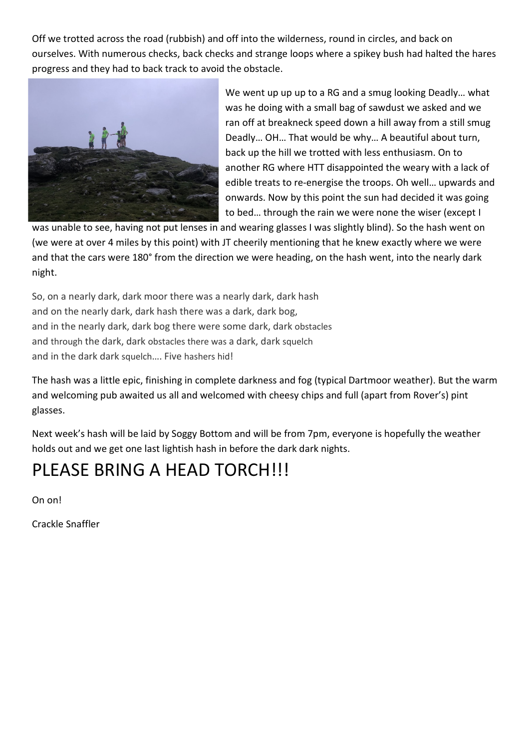Off we trotted across the road (rubbish) and off into the wilderness, round in circles, and back on ourselves. With numerous checks, back checks and strange loops where a spikey bush had halted the hares progress and they had to back track to avoid the obstacle.

We went up up up to a RG and a smug looking Deadly… what was he doing with a small bag of sawdust we asked and we ran off at breakneck speed down a hill away from a still smug Deadly… OH… That would be why… A beautiful about turn, back up the hill we trotted with less enthusiasm. On to another RG where HTT disappointed the weary with a lack of edible treats to re-energise the troops. Oh well… upwards and onwards. Now by this point the sun had decided it was going to bed… through the rain we were none the wiser (except I was unable to see, having not put lenses in and wearing glasses I was slightly blind). So the hash went on (we were at over 4 miles by this point) with JT cheerily mentioning that he knew exactly where we were and that the cars were 180° from the direction we were heading, on the hash went, into the nearly dark night.

So, on a nearly dark, dark moor there was a nearly dark, dark hash
and on the nearly dark, dark hash there was a dark, dark bog,
and in the nearly dark, dark bog there were some dark, dark obstacles
and through the dark, dark obstacles there was a dark, dark squelch
and in the dark dark squelch…. Five hashers hid!

The hash was a little epic, finishing in complete darkness and fog (typical Dartmoor weather). But the warm and welcoming pub awaited us all and welcomed with cheesy chips and full (apart from Rover's) pint glasses.

Next week's hash will be laid by Soggy Bottom and will be from 7pm, everyone is hopefully the weather holds out and we get one last lightish hash in before the dark dark nights.

# PLEASE BRING A HEAD TORCH!!!

On on!

Crackle Snaffler